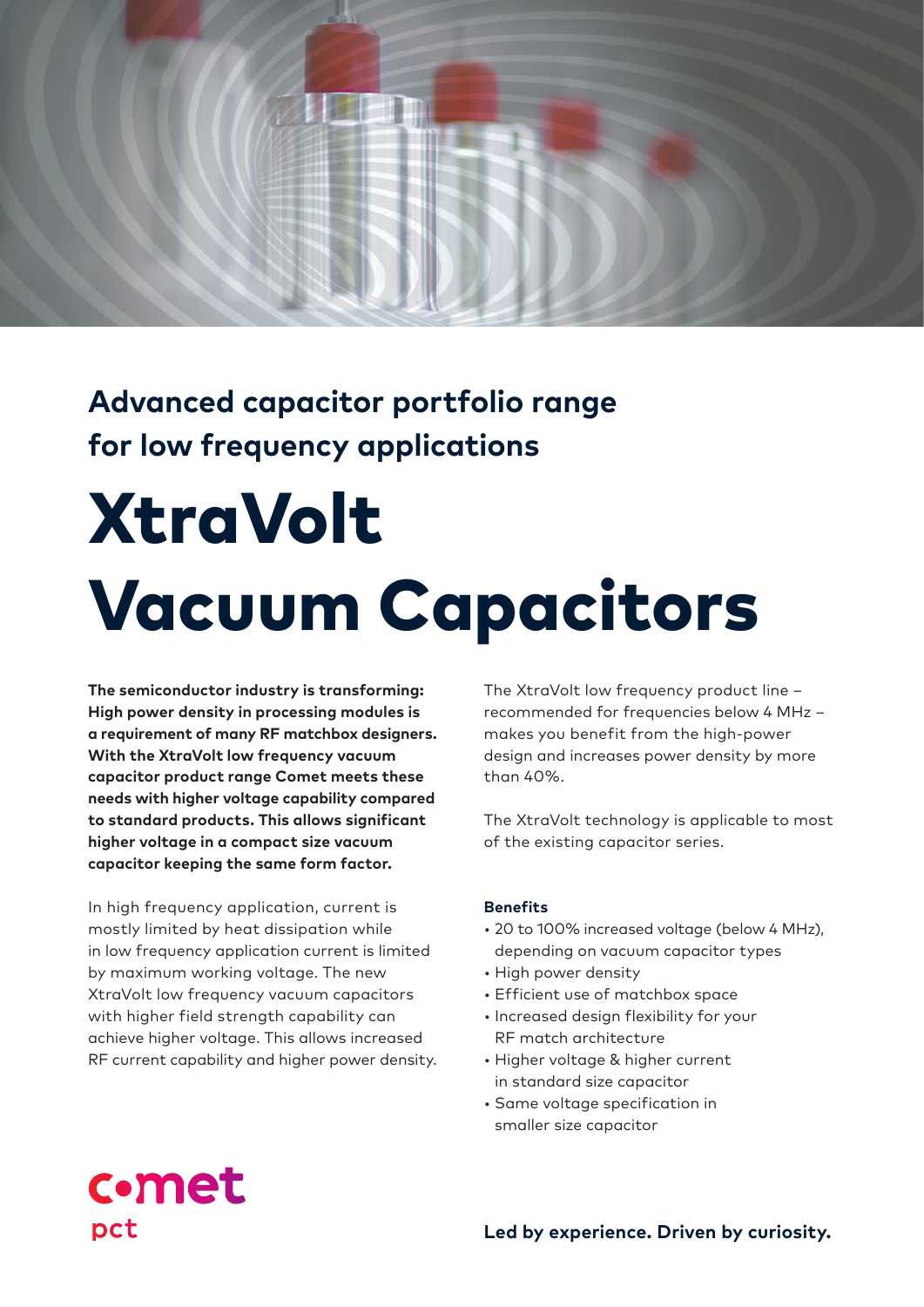## Advanced capacitor portfolio range for low frequency applications

# XtraVolt Vacuum Capacitors

**The semiconductor industry is transforming: High power density in processing modules is a requirement of many RF matchbox designers. With the XtraVolt low frequency vacuum capacitor product range Comet meets these needs with higher voltage capability compared to standard products. This allows significant higher voltage in a compact size vacuum capacitor keeping the same form factor.**

In high frequency application, current is mostly limited by heat dissipation while in low frequency application current is limited by maximum working voltage. The new XtraVolt low frequency vacuum capacitors with higher field strength capability can achieve higher voltage. This allows increased RF current capability and higher power density.

The XtraVolt low frequency product line – recommended for frequencies below 4 MHz – makes you benefit from the high-power design and increases power density by more than 40%.

The XtraVolt technology is applicable to most of the existing capacitor series.

**Benefits**

- 20 to 100% increased voltage (below 4 MHz), depending on vacuum capacitor types
- High power density
- Efficient use of matchbox space
- Increased design flexibility for your RF match architecture
- Higher voltage & higher current in standard size capacitor
- Same voltage specification in smaller size capacitor

comet pct

**Led by experience. Driven by curiosity.**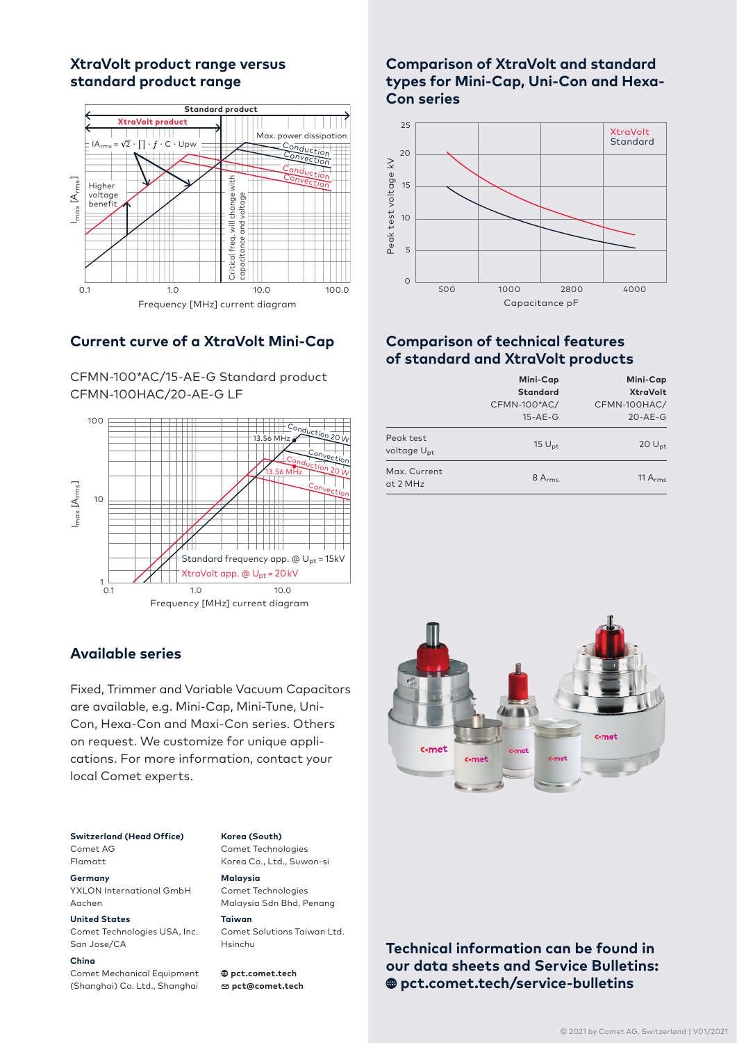## XtraVolt product range versus standard product range

Standard product

XtraVolt product

Max. power dissipation

$IA_{rms} = \sqrt{2} \cdot \prod \cdot f \cdot C \cdot Upw$

Conduction

Convection

Conduction

Convection

Higher voltage benefit

Critical freq. will change with capacitance and voltage

$I_{max}$ [$A_{rms}$]

0.1 1.0 10.0 100.0

Frequency [MHz] current diagram

## Current curve of a XtraVolt Mini-Cap

CFMN-100*AC/15-AE-G Standard product
CFMN-100HAC/20-AE-G LF

100

10

1

13.56 MHz

Conduction 20 W

Convection

Conduction 20 W

13.56 MHz

Convection

Standard frequency app. @ $U_{pt}$ = 15kV

XtraVolt app. @ $U_{pt}$ = 20 kV

$I_{max}$ [$A_{rms}$]

0.1 1.0 10.0

Frequency [MHz] current diagram

## Available series

Fixed, Trimmer and Variable Vacuum Capacitors are available, e.g. Mini-Cap, Mini-Tune, Uni-Con, Hexa-Con and Maxi-Con series. Others on request. We customize for unique applications. For more information, contact your local Comet experts.

**Switzerland (Head Office)**
Comet AG
Flamatt

**Germany**
YXLON International GmbH
Aachen

**United States**
Comet Technologies USA, Inc.
San Jose/CA

**China**
Comet Mechanical Equipment
(Shanghai) Co. Ltd., Shanghai

**Korea (South)**
Comet Technologies
Korea Co., Ltd., Suwon-si

**Malaysia**
Comet Technologies
Malaysia Sdn Bhd, Penang

**Taiwan**
Comet Solutions Taiwan Ltd.
Hsinchu

**pct.comet.tech**
**pct@comet.tech**

## Comparison of XtraVolt and standard types for Mini-Cap, Uni-Con and Hexa-Con series

XtraVolt
Standard

Peak test voltage kV

25 20 15 10 5 0

500 1000 2800 4000

Capacitance pF

## Comparison of technical features of standard and XtraVolt products

| | **Mini-Cap Standard** CFMN-100*AC/ 15-AE-G | **Mini-Cap XtraVolt** CFMN-100HAC/ 20-AE-G |
|---|---|---|
| Peak test voltage $U_{pt}$ | 15 $U_{pt}$ | 20 $U_{pt}$ |
| Max. Current at 2 MHz | 8 $A_{rms}$ | 11 $A_{rms}$ |

## Technical information can be found in our data sheets and Service Bulletins: pct.comet.tech/service-bulletins

© 2021 by Comet AG, Switzerland | V01/2021